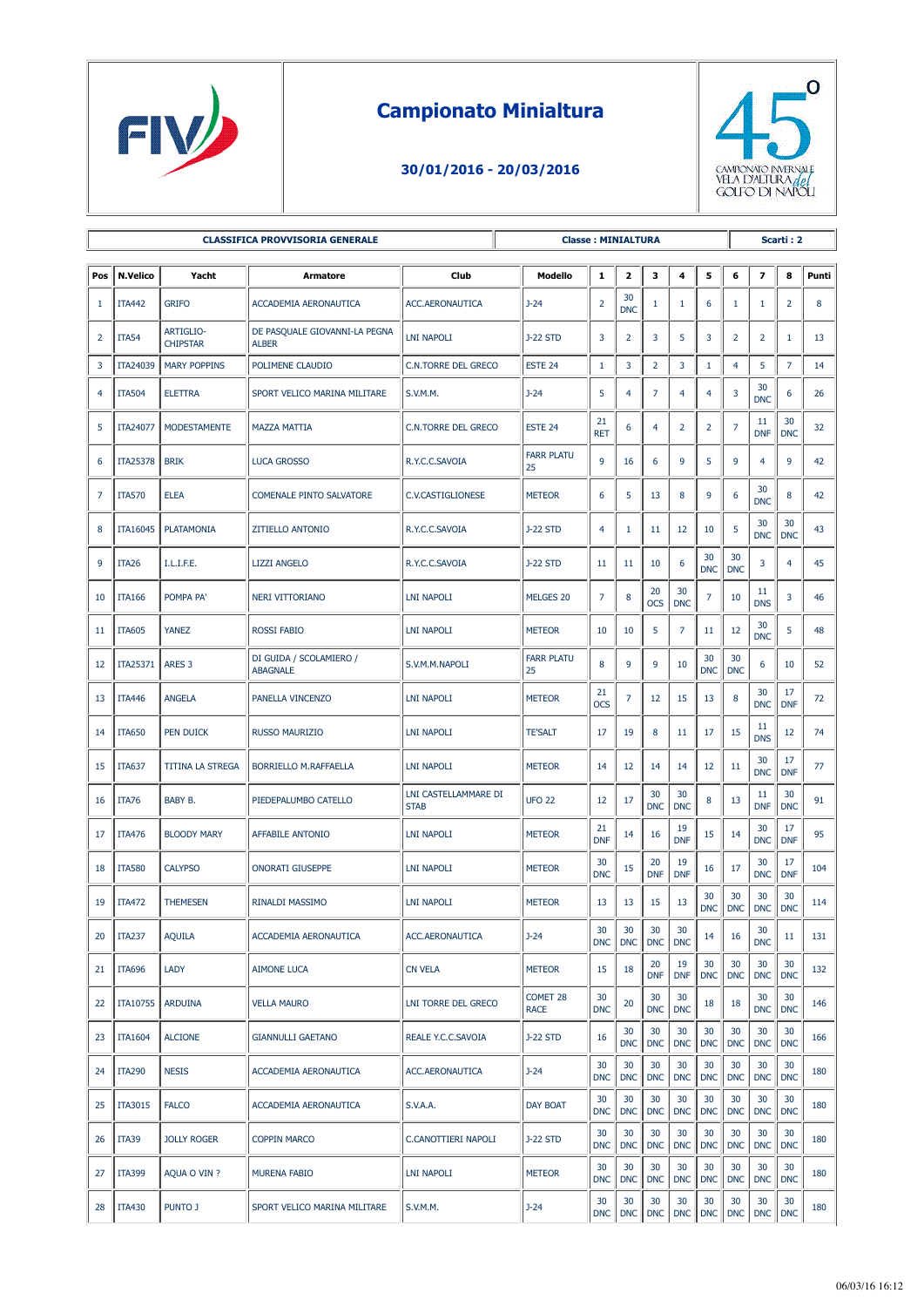# Campionato Minialtura

**30/01/2016 - 20/03/2016**

45° CAMPIONATO INVERNALE VELA D'ALTURA del GOLFO DI NAPOLI

| CLASSIFICA PROVVISORIA GENERALE | Classe : MINIALTURA | Scarti : 2 |
|---|---|---|

| Pos | N.Velico | Yacht | Armatore | Club | Modello | 1 | 2 | 3 | 4 | 5 | 6 | 7 | 8 | Punti |
|---|---|---|---|---|---|---|---|---|---|---|---|---|---|---|
| 1 | ITA442 | GRIFO | ACCADEMIA AERONAUTICA | ACC.AERONAUTICA | J-24 | 2 | 30 DNC | 1 | 1 | 6 | 1 | 1 | 2 | 8 |
| 2 | ITA54 | ARTIGLIO-CHIPSTAR | DE PASQUALE GIOVANNI-LA PEGNA ALBER | LNI NAPOLI | J-22 STD | 3 | 2 | 3 | 5 | 3 | 2 | 2 | 1 | 13 |
| 3 | ITA24039 | MARY POPPINS | POLIMENE CLAUDIO | C.N.TORRE DEL GRECO | ESTE 24 | 1 | 3 | 2 | 3 | 1 | 4 | 5 | 7 | 14 |
| 4 | ITA504 | ELETTRA | SPORT VELICO MARINA MILITARE | S.V.M.M. | J-24 | 5 | 4 | 7 | 4 | 4 | 3 | 30 DNC | 6 | 26 |
| 5 | ITA24077 | MODESTAMENTE | MAZZA MATTIA | C.N.TORRE DEL GRECO | ESTE 24 | 21 RET | 6 | 4 | 2 | 2 | 7 | 11 DNF | 30 DNC | 32 |
| 6 | ITA25378 | BRIK | LUCA GROSSO | R.Y.C.C.SAVOIA | FARR PLATU 25 | 9 | 16 | 6 | 9 | 5 | 9 | 4 | 9 | 42 |
| 7 | ITA570 | ELEA | COMENALE PINTO SALVATORE | C.V.CASTIGLIONESE | METEOR | 6 | 5 | 13 | 8 | 9 | 6 | 30 DNC | 8 | 42 |
| 8 | ITA16045 | PLATAMONIA | ZITIELLO ANTONIO | R.Y.C.C.SAVOIA | J-22 STD | 4 | 1 | 11 | 12 | 10 | 5 | 30 DNC | 30 DNC | 43 |
| 9 | ITA26 | I.L.I.F.E. | LIZZI ANGELO | R.Y.C.C.SAVOIA | J-22 STD | 11 | 11 | 10 | 6 | 30 DNC | 30 DNC | 3 | 4 | 45 |
| 10 | ITA166 | POMPA PA' | NERI VITTORIANO | LNI NAPOLI | MELGES 20 | 7 | 8 | 20 OCS | 30 DNC | 7 | 10 | 11 DNS | 3 | 46 |
| 11 | ITA605 | YANEZ | ROSSI FABIO | LNI NAPOLI | METEOR | 10 | 10 | 5 | 7 | 11 | 12 | 30 DNC | 5 | 48 |
| 12 | ITA25371 | ARES 3 | DI GUIDA / SCOLAMIERO / ABAGNALE | S.V.M.M.NAPOLI | FARR PLATU 25 | 8 | 9 | 9 | 10 | 30 DNC | 30 DNC | 6 | 10 | 52 |
| 13 | ITA446 | ANGELA | PANELLA VINCENZO | LNI NAPOLI | METEOR | 21 OCS | 7 | 12 | 15 | 13 | 8 | 30 DNC | 17 DNF | 72 |
| 14 | ITA650 | PEN DUICK | RUSSO MAURIZIO | LNI NAPOLI | TE'SALT | 17 | 19 | 8 | 11 | 17 | 15 | 11 DNS | 12 | 74 |
| 15 | ITA637 | TITINA LA STREGA | BORRIELLO M.RAFFAELLA | LNI NAPOLI | METEOR | 14 | 12 | 14 | 14 | 12 | 11 | 30 DNC | 17 DNF | 77 |
| 16 | ITA76 | BABY B. | PIEDEPALUMBO CATELLO | LNI CASTELLAMMARE DI STAB | UFO 22 | 12 | 17 | 30 DNC | 30 DNC | 8 | 13 | 11 DNF | 30 DNC | 91 |
| 17 | ITA476 | BLOODY MARY | AFFABILE ANTONIO | LNI NAPOLI | METEOR | 21 DNF | 14 | 16 | 19 DNF | 15 | 14 | 30 DNC | 17 DNF | 95 |
| 18 | ITA580 | CALYPSO | ONORATI GIUSEPPE | LNI NAPOLI | METEOR | 30 DNC | 15 | 20 DNF | 19 DNF | 16 | 17 | 30 DNC | 17 DNF | 104 |
| 19 | ITA472 | THEMESEN | RINALDI MASSIMO | LNI NAPOLI | METEOR | 13 | 13 | 15 | 13 | 30 DNC | 30 DNC | 30 DNC | 30 DNC | 114 |
| 20 | ITA237 | AQUILA | ACCADEMIA AERONAUTICA | ACC.AERONAUTICA | J-24 | 30 DNC | 30 DNC | 30 DNC | 30 DNC | 14 | 16 | 30 DNC | 11 | 131 |
| 21 | ITA696 | LADY | AIMONE LUCA | CN VELA | METEOR | 15 | 18 | 20 DNF | 19 DNF | 30 DNC | 30 DNC | 30 DNC | 30 DNC | 132 |
| 22 | ITA10755 | ARDUINA | VELLA MAURO | LNI TORRE DEL GRECO | COMET 28 RACE | 30 DNC | 20 | 30 DNC | 30 DNC | 18 | 18 | 30 DNC | 30 DNC | 146 |
| 23 | ITA1604 | ALCIONE | GIANNULLI GAETANO | REALE Y.C.C.SAVOIA | J-22 STD | 16 | 30 DNC | 30 DNC | 30 DNC | 30 DNC | 30 DNC | 30 DNC | 30 DNC | 166 |
| 24 | ITA290 | NESIS | ACCADEMIA AERONAUTICA | ACC.AERONAUTICA | J-24 | 30 DNC | 30 DNC | 30 DNC | 30 DNC | 30 DNC | 30 DNC | 30 DNC | 30 DNC | 180 |
| 25 | ITA3015 | FALCO | ACCADEMIA AERONAUTICA | S.V.A.A. | DAY BOAT | 30 DNC | 30 DNC | 30 DNC | 30 DNC | 30 DNC | 30 DNC | 30 DNC | 30 DNC | 180 |
| 26 | ITA39 | JOLLY ROGER | COPPIN MARCO | C.CANOTTIERI NAPOLI | J-22 STD | 30 DNC | 30 DNC | 30 DNC | 30 DNC | 30 DNC | 30 DNC | 30 DNC | 30 DNC | 180 |
| 27 | ITA399 | AQUA O VIN ? | MURENA FABIO | LNI NAPOLI | METEOR | 30 DNC | 30 DNC | 30 DNC | 30 DNC | 30 DNC | 30 DNC | 30 DNC | 30 DNC | 180 |
| 28 | ITA430 | PUNTO J | SPORT VELICO MARINA MILITARE | S.V.M.M. | J-24 | 30 DNC | 30 DNC | 30 DNC | 30 DNC | 30 DNC | 30 DNC | 30 DNC | 30 DNC | 180 |

06/03/16 16:12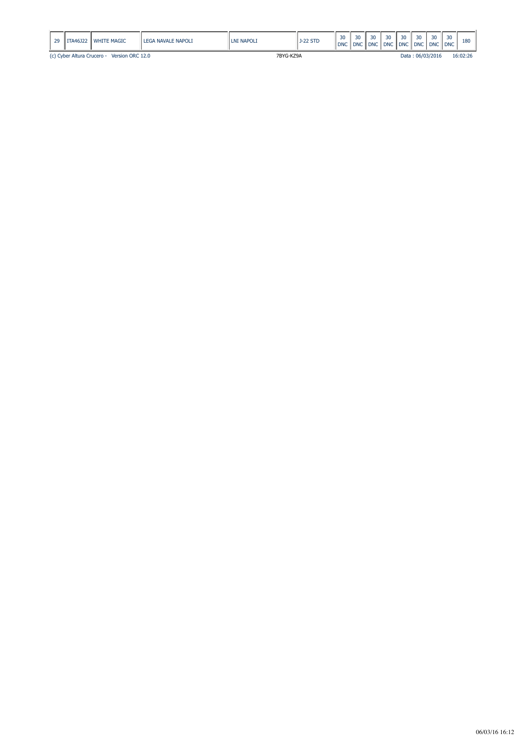| | | | | | | | | | | | | | | |
|---|---|---|---|---|---|---|---|---|---|---|---|---|---|---|
| 29 | ITA46J22 | WHITE MAGIC | LEGA NAVALE NAPOLI | LNI NAPOLI | J-22 STD | 30 DNC | 30 DNC | 30 DNC | 30 DNC | 30 DNC | 30 DNC | 30 DNC | 30 DNC | 180 |

(c) Cyber Altura Crucero - Version ORC 12.0 7BYG-KZ9A Data : 06/03/2016 16:02:26

06/03/16 16:12